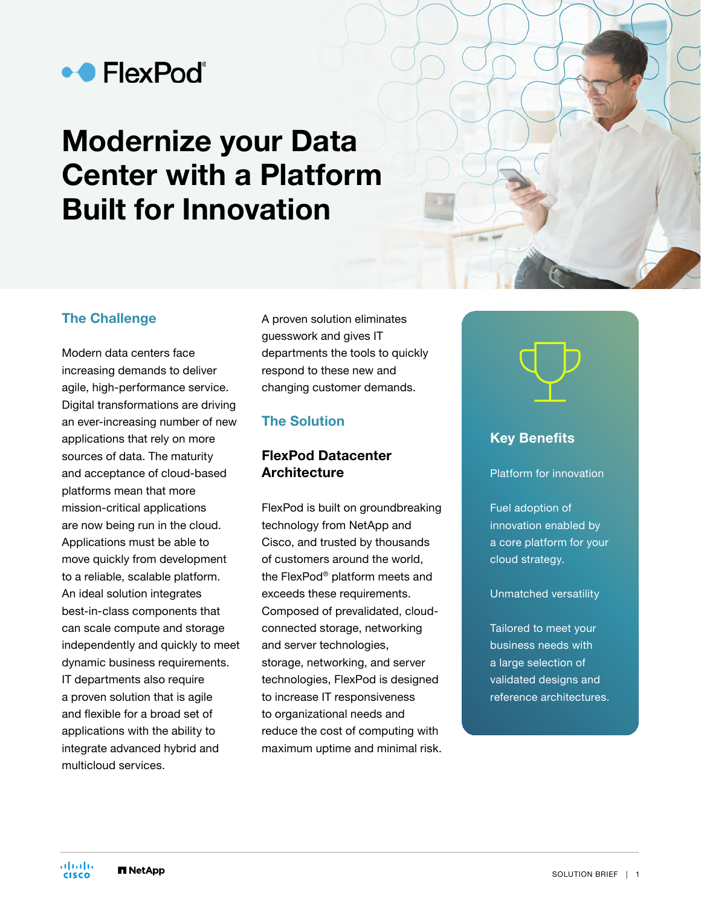FlexPod®

# Modernize your Data Center with a Platform Built for Innovation

## The Challenge

Modern data centers face increasing demands to deliver agile, high-performance service. Digital transformations are driving an ever-increasing number of new applications that rely on more sources of data. The maturity and acceptance of cloud-based platforms mean that more mission-critical applications are now being run in the cloud. Applications must be able to move quickly from development to a reliable, scalable platform. An ideal solution integrates best-in-class components that can scale compute and storage independently and quickly to meet dynamic business requirements. IT departments also require a proven solution that is agile and flexible for a broad set of applications with the ability to integrate advanced hybrid and multicloud services.

A proven solution eliminates guesswork and gives IT departments the tools to quickly respond to these new and changing customer demands.

## The Solution

### FlexPod Datacenter Architecture

FlexPod is built on groundbreaking technology from NetApp and Cisco, and trusted by thousands of customers around the world, the FlexPod® platform meets and exceeds these requirements. Composed of prevalidated, cloud-connected storage, networking and server technologies, storage, networking, and server technologies, FlexPod is designed to increase IT responsiveness to organizational needs and reduce the cost of computing with maximum uptime and minimal risk.

## Key Benefits

**Platform for innovation**

Fuel adoption of innovation enabled by a core platform for your cloud strategy.

**Unmatched versatility**

Tailored to meet your business needs with a large selection of validated designs and reference architectures.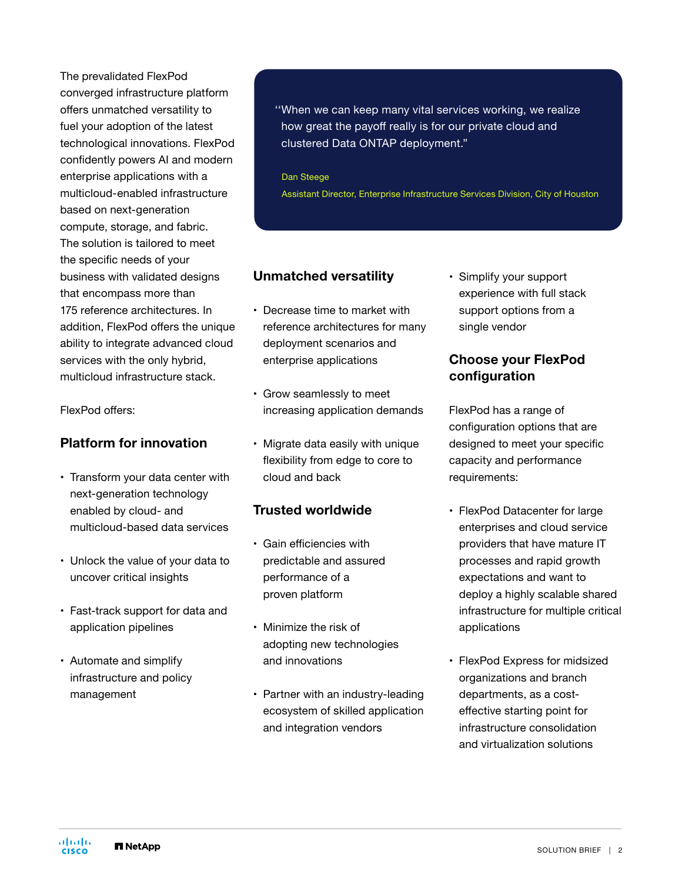The prevalidated FlexPod converged infrastructure platform offers unmatched versatility to fuel your adoption of the latest technological innovations. FlexPod confidently powers AI and modern enterprise applications with a multicloud-enabled infrastructure based on next-generation compute, storage, and fabric. The solution is tailored to meet the specific needs of your business with validated designs that encompass more than 175 reference architectures. In addition, FlexPod offers the unique ability to integrate advanced cloud services with the only hybrid, multicloud infrastructure stack.

FlexPod offers:

## Platform for innovation

- Transform your data center with next-generation technology enabled by cloud- and multicloud-based data services
- Unlock the value of your data to uncover critical insights
- Fast-track support for data and application pipelines
- Automate and simplify infrastructure and policy management

> "When we can keep many vital services working, we realize how great the payoff really is for our private cloud and clustered Data ONTAP deployment."
>
> Dan Steege
> Assistant Director, Enterprise Infrastructure Services Division, City of Houston

## Unmatched versatility

- Decrease time to market with reference architectures for many deployment scenarios and enterprise applications
- Grow seamlessly to meet increasing application demands
- Migrate data easily with unique flexibility from edge to core to cloud and back

## Trusted worldwide

- Gain efficiencies with predictable and assured performance of a proven platform
- Minimize the risk of adopting new technologies and innovations
- Partner with an industry-leading ecosystem of skilled application and integration vendors
- Simplify your support experience with full stack support options from a single vendor

## Choose your FlexPod configuration

FlexPod has a range of configuration options that are designed to meet your specific capacity and performance requirements:

- FlexPod Datacenter for large enterprises and cloud service providers that have mature IT processes and rapid growth expectations and want to deploy a highly scalable shared infrastructure for multiple critical applications
- FlexPod Express for midsized organizations and branch departments, as a cost-effective starting point for infrastructure consolidation and virtualization solutions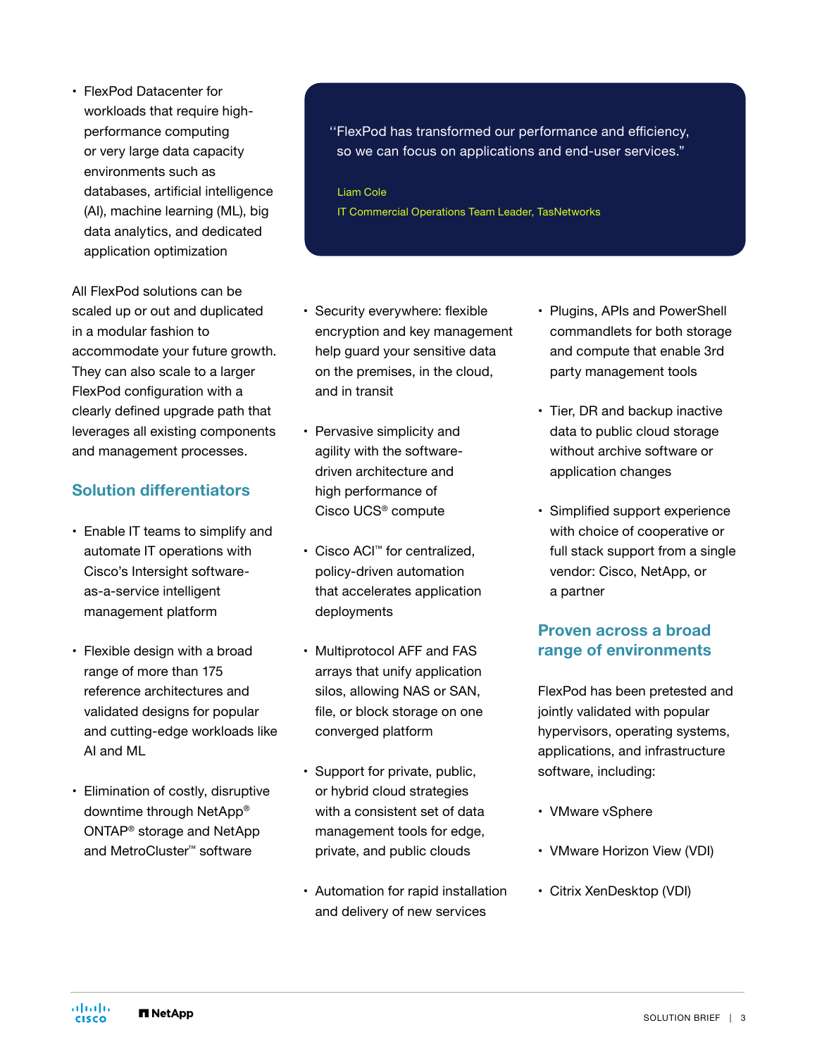- FlexPod Datacenter for workloads that require high-performance computing or very large data capacity environments such as databases, artificial intelligence (AI), machine learning (ML), big data analytics, and dedicated application optimization

All FlexPod solutions can be scaled up or out and duplicated in a modular fashion to accommodate your future growth. They can also scale to a larger FlexPod configuration with a clearly defined upgrade path that leverages all existing components and management processes.

> "FlexPod has transformed our performance and efficiency, so we can focus on applications and end-user services."
>
> Liam Cole
> IT Commercial Operations Team Leader, TasNetworks

## Solution differentiators

- Enable IT teams to simplify and automate IT operations with Cisco's Intersight software-as-a-service intelligent management platform
- Flexible design with a broad range of more than 175 reference architectures and validated designs for popular and cutting-edge workloads like AI and ML
- Elimination of costly, disruptive downtime through NetApp® ONTAP® storage and NetApp and MetroCluster™ software
- Security everywhere: flexible encryption and key management help guard your sensitive data on the premises, in the cloud, and in transit
- Pervasive simplicity and agility with the software-driven architecture and high performance of Cisco UCS® compute
- Cisco ACI™ for centralized, policy-driven automation that accelerates application deployments
- Multiprotocol AFF and FAS arrays that unify application silos, allowing NAS or SAN, file, or block storage on one converged platform
- Support for private, public, or hybrid cloud strategies with a consistent set of data management tools for edge, private, and public clouds
- Automation for rapid installation and delivery of new services
- Plugins, APIs and PowerShell commandlets for both storage and compute that enable 3rd party management tools
- Tier, DR and backup inactive data to public cloud storage without archive software or application changes
- Simplified support experience with choice of cooperative or full stack support from a single vendor: Cisco, NetApp, or a partner

## Proven across a broad range of environments

FlexPod has been pretested and jointly validated with popular hypervisors, operating systems, applications, and infrastructure software, including:

- VMware vSphere
- VMware Horizon View (VDI)
- Citrix XenDesktop (VDI)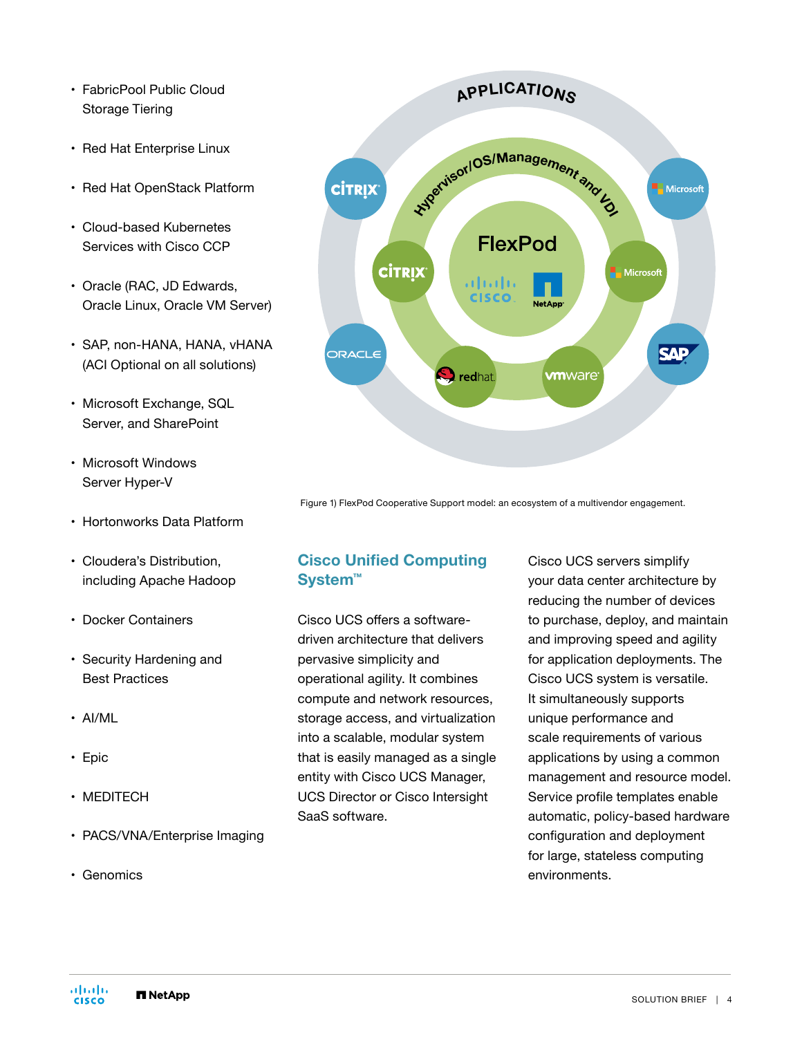- FabricPool Public Cloud Storage Tiering
- Red Hat Enterprise Linux
- Red Hat OpenStack Platform
- Cloud-based Kubernetes Services with Cisco CCP
- Oracle (RAC, JD Edwards, Oracle Linux, Oracle VM Server)
- SAP, non-HANA, HANA, vHANA (ACI Optional on all solutions)
- Microsoft Exchange, SQL Server, and SharePoint
- Microsoft Windows Server Hyper-V
- Hortonworks Data Platform
- Cloudera's Distribution, including Apache Hadoop
- Docker Containers
- Security Hardening and Best Practices
- AI/ML
- Epic
- MEDITECH
- PACS/VNA/Enterprise Imaging
- Genomics

Figure 1) FlexPod Cooperative Support model: an ecosystem of a multivendor engagement.

## Cisco Unified Computing System™

Cisco UCS offers a software-driven architecture that delivers pervasive simplicity and operational agility. It combines compute and network resources, storage access, and virtualization into a scalable, modular system that is easily managed as a single entity with Cisco UCS Manager, UCS Director or Cisco Intersight SaaS software.

Cisco UCS servers simplify your data center architecture by reducing the number of devices to purchase, deploy, and maintain and improving speed and agility for application deployments. The Cisco UCS system is versatile. It simultaneously supports unique performance and scale requirements of various applications by using a common management and resource model. Service profile templates enable automatic, policy-based hardware configuration and deployment for large, stateless computing environments.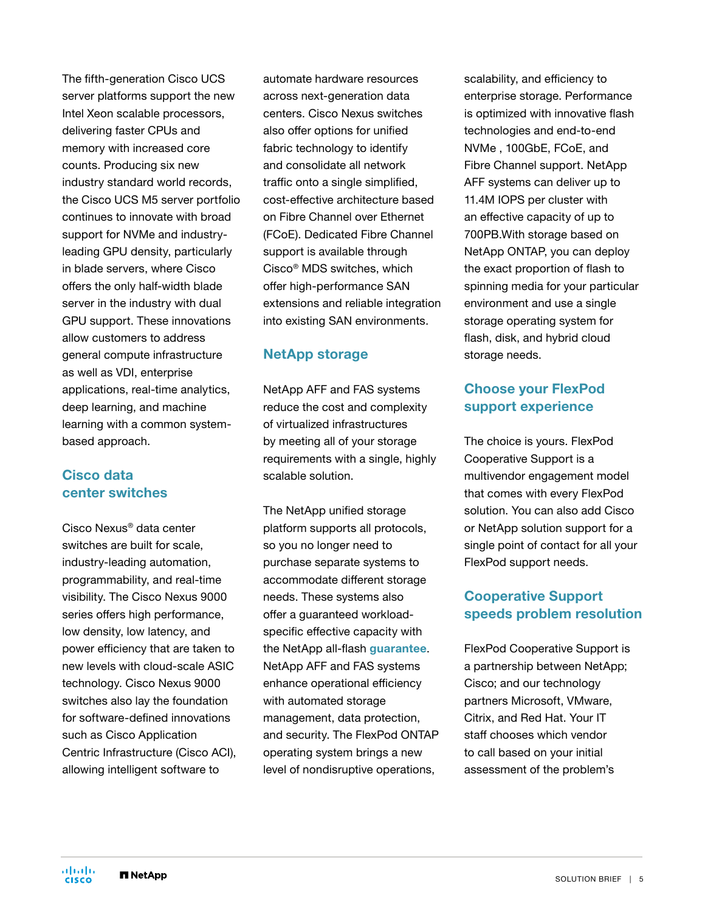The fifth-generation Cisco UCS server platforms support the new Intel Xeon scalable processors, delivering faster CPUs and memory with increased core counts. Producing six new industry standard world records, the Cisco UCS M5 server portfolio continues to innovate with broad support for NVMe and industry-leading GPU density, particularly in blade servers, where Cisco offers the only half-width blade server in the industry with dual GPU support. These innovations allow customers to address general compute infrastructure as well as VDI, enterprise applications, real-time analytics, deep learning, and machine learning with a common system-based approach.

## Cisco data center switches

Cisco Nexus® data center switches are built for scale, industry-leading automation, programmability, and real-time visibility. The Cisco Nexus 9000 series offers high performance, low density, low latency, and power efficiency that are taken to new levels with cloud-scale ASIC technology. Cisco Nexus 9000 switches also lay the foundation for software-defined innovations such as Cisco Application Centric Infrastructure (Cisco ACI), allowing intelligent software to automate hardware resources across next-generation data centers. Cisco Nexus switches also offer options for unified fabric technology to identify and consolidate all network traffic onto a single simplified, cost-effective architecture based on Fibre Channel over Ethernet (FCoE). Dedicated Fibre Channel support is available through Cisco® MDS switches, which offer high-performance SAN extensions and reliable integration into existing SAN environments.

## NetApp storage

NetApp AFF and FAS systems reduce the cost and complexity of virtualized infrastructures by meeting all of your storage requirements with a single, highly scalable solution.

The NetApp unified storage platform supports all protocols, so you no longer need to purchase separate systems to accommodate different storage needs. These systems also offer a guaranteed workload-specific effective capacity with the NetApp all-flash **guarantee**. NetApp AFF and FAS systems enhance operational efficiency with automated storage management, data protection, and security. The FlexPod ONTAP operating system brings a new level of nondisruptive operations, scalability, and efficiency to enterprise storage. Performance is optimized with innovative flash technologies and end-to-end NVMe , 100GbE, FCoE, and Fibre Channel support. NetApp AFF systems can deliver up to 11.4M IOPS per cluster with an effective capacity of up to 700PB.With storage based on NetApp ONTAP, you can deploy the exact proportion of flash to spinning media for your particular environment and use a single storage operating system for flash, disk, and hybrid cloud storage needs.

## Choose your FlexPod support experience

The choice is yours. FlexPod Cooperative Support is a multivendor engagement model that comes with every FlexPod solution. You can also add Cisco or NetApp solution support for a single point of contact for all your FlexPod support needs.

## Cooperative Support speeds problem resolution

FlexPod Cooperative Support is a partnership between NetApp; Cisco; and our technology partners Microsoft, VMware, Citrix, and Red Hat. Your IT staff chooses which vendor to call based on your initial assessment of the problem's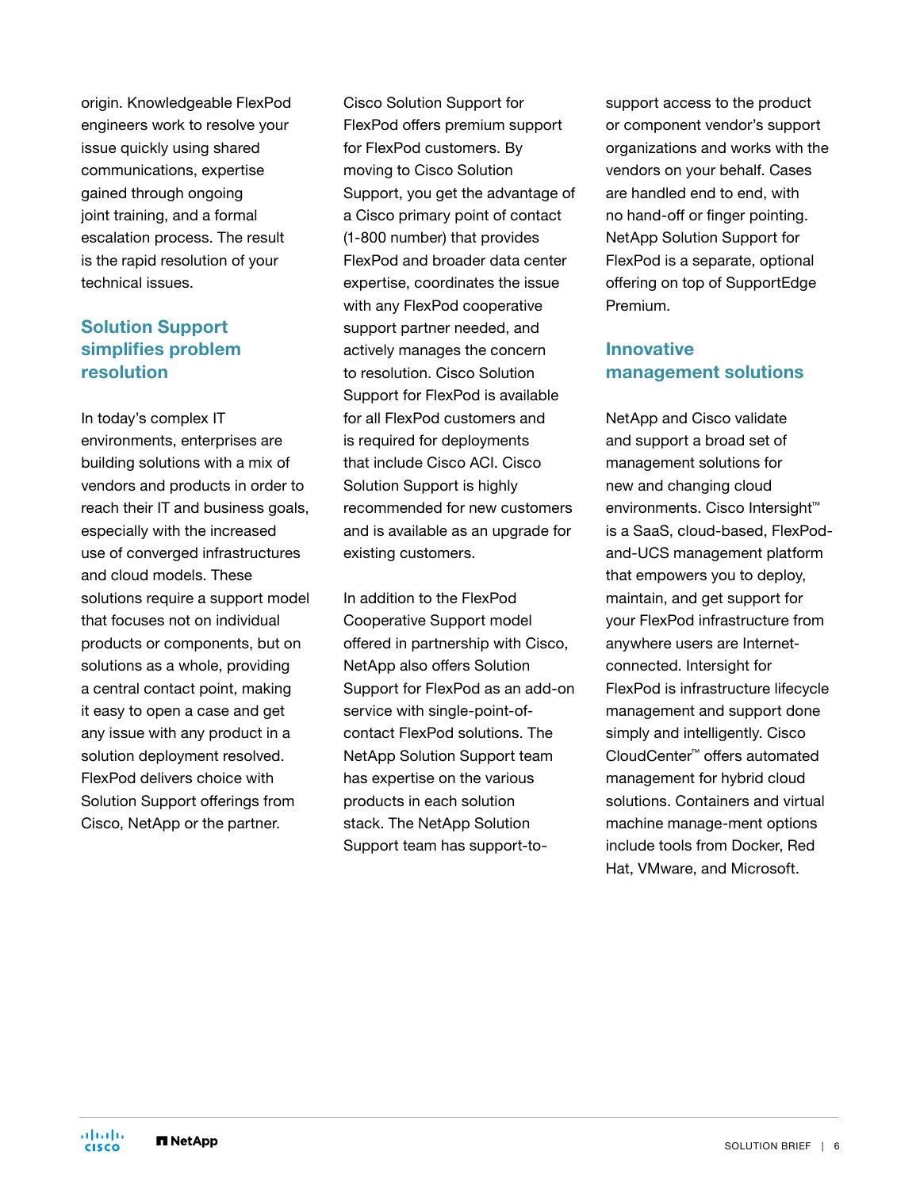origin. Knowledgeable FlexPod engineers work to resolve your issue quickly using shared communications, expertise gained through ongoing joint training, and a formal escalation process. The result is the rapid resolution of your technical issues.

## Solution Support simplifies problem resolution

In today's complex IT environments, enterprises are building solutions with a mix of vendors and products in order to reach their IT and business goals, especially with the increased use of converged infrastructures and cloud models. These solutions require a support model that focuses not on individual products or components, but on solutions as a whole, providing a central contact point, making it easy to open a case and get any issue with any product in a solution deployment resolved. FlexPod delivers choice with Solution Support offerings from Cisco, NetApp or the partner.

Cisco Solution Support for FlexPod offers premium support for FlexPod customers. By moving to Cisco Solution Support, you get the advantage of a Cisco primary point of contact (1-800 number) that provides FlexPod and broader data center expertise, coordinates the issue with any FlexPod cooperative support partner needed, and actively manages the concern to resolution. Cisco Solution Support for FlexPod is available for all FlexPod customers and is required for deployments that include Cisco ACI. Cisco Solution Support is highly recommended for new customers and is available as an upgrade for existing customers.

In addition to the FlexPod Cooperative Support model offered in partnership with Cisco, NetApp also offers Solution Support for FlexPod as an add-on service with single-point-of-contact FlexPod solutions. The NetApp Solution Support team has expertise on the various products in each solution stack. The NetApp Solution Support team has support-to-support access to the product or component vendor's support organizations and works with the vendors on your behalf. Cases are handled end to end, with no hand-off or finger pointing. NetApp Solution Support for FlexPod is a separate, optional offering on top of SupportEdge Premium.

## Innovative management solutions

NetApp and Cisco validate and support a broad set of management solutions for new and changing cloud environments. Cisco Intersight™ is a SaaS, cloud-based, FlexPod-and-UCS management platform that empowers you to deploy, maintain, and get support for your FlexPod infrastructure from anywhere users are Internet-connected. Intersight for FlexPod is infrastructure lifecycle management and support done simply and intelligently. Cisco CloudCenter™ offers automated management for hybrid cloud solutions. Containers and virtual machine manage-ment options include tools from Docker, Red Hat, VMware, and Microsoft.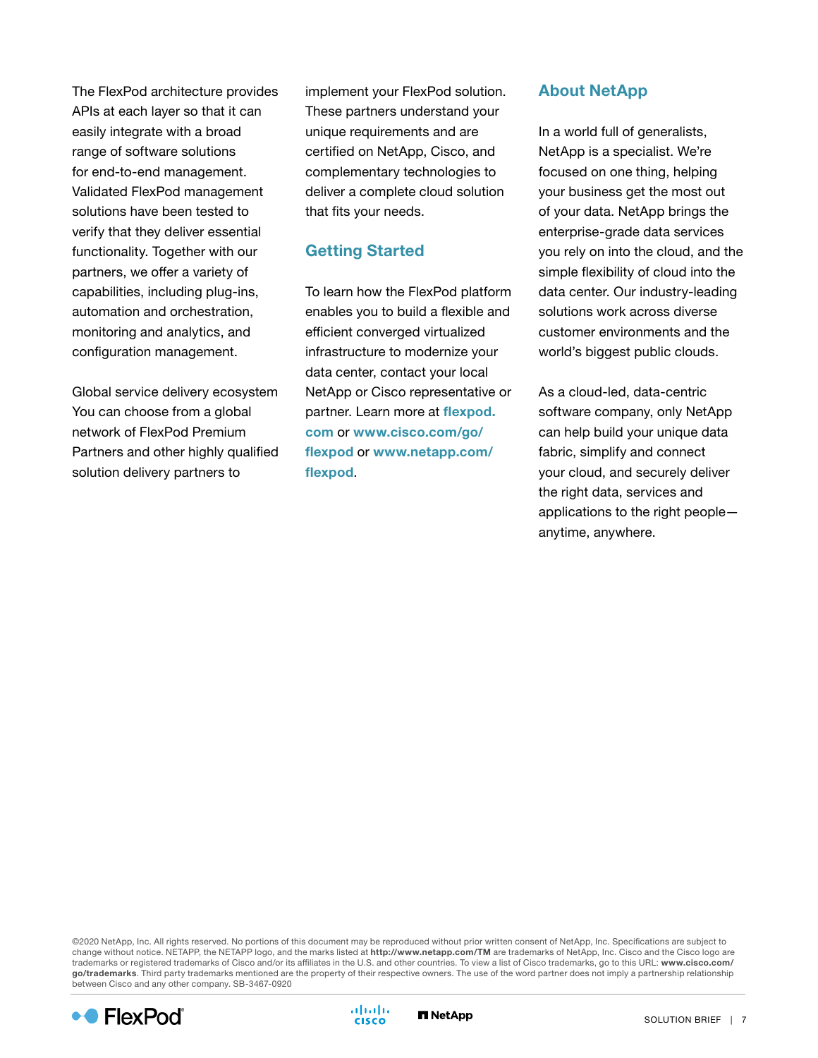The FlexPod architecture provides APIs at each layer so that it can easily integrate with a broad range of software solutions for end-to-end management. Validated FlexPod management solutions have been tested to verify that they deliver essential functionality. Together with our partners, we offer a variety of capabilities, including plug-ins, automation and orchestration, monitoring and analytics, and configuration management.

Global service delivery ecosystem
You can choose from a global network of FlexPod Premium Partners and other highly qualified solution delivery partners to implement your FlexPod solution. These partners understand your unique requirements and are certified on NetApp, Cisco, and complementary technologies to deliver a complete cloud solution that fits your needs.

## Getting Started

To learn how the FlexPod platform enables you to build a flexible and efficient converged virtualized infrastructure to modernize your data center, contact your local NetApp or Cisco representative or partner. Learn more at **flexpod.com** or **www.cisco.com/go/flexpod** or **www.netapp.com/flexpod**.

## About NetApp

In a world full of generalists, NetApp is a specialist. We're focused on one thing, helping your business get the most out of your data. NetApp brings the enterprise-grade data services you rely on into the cloud, and the simple flexibility of cloud into the data center. Our industry-leading solutions work across diverse customer environments and the world's biggest public clouds.

As a cloud-led, data-centric software company, only NetApp can help build your unique data fabric, simplify and connect your cloud, and securely deliver the right data, services and applications to the right people—anytime, anywhere.

©2020 NetApp, Inc. All rights reserved. No portions of this document may be reproduced without prior written consent of NetApp, Inc. Specifications are subject to change without notice. NETAPP, the NETAPP logo, and the marks listed at **http://www.netapp.com/TM** are trademarks of NetApp, Inc. Cisco and the Cisco logo are trademarks or registered trademarks of Cisco and/or its affiliates in the U.S. and other countries. To view a list of Cisco trademarks, go to this URL: **www.cisco.com/go/trademarks**. Third party trademarks mentioned are the property of their respective owners. The use of the word partner does not imply a partnership relationship between Cisco and any other company. SB-3467-0920